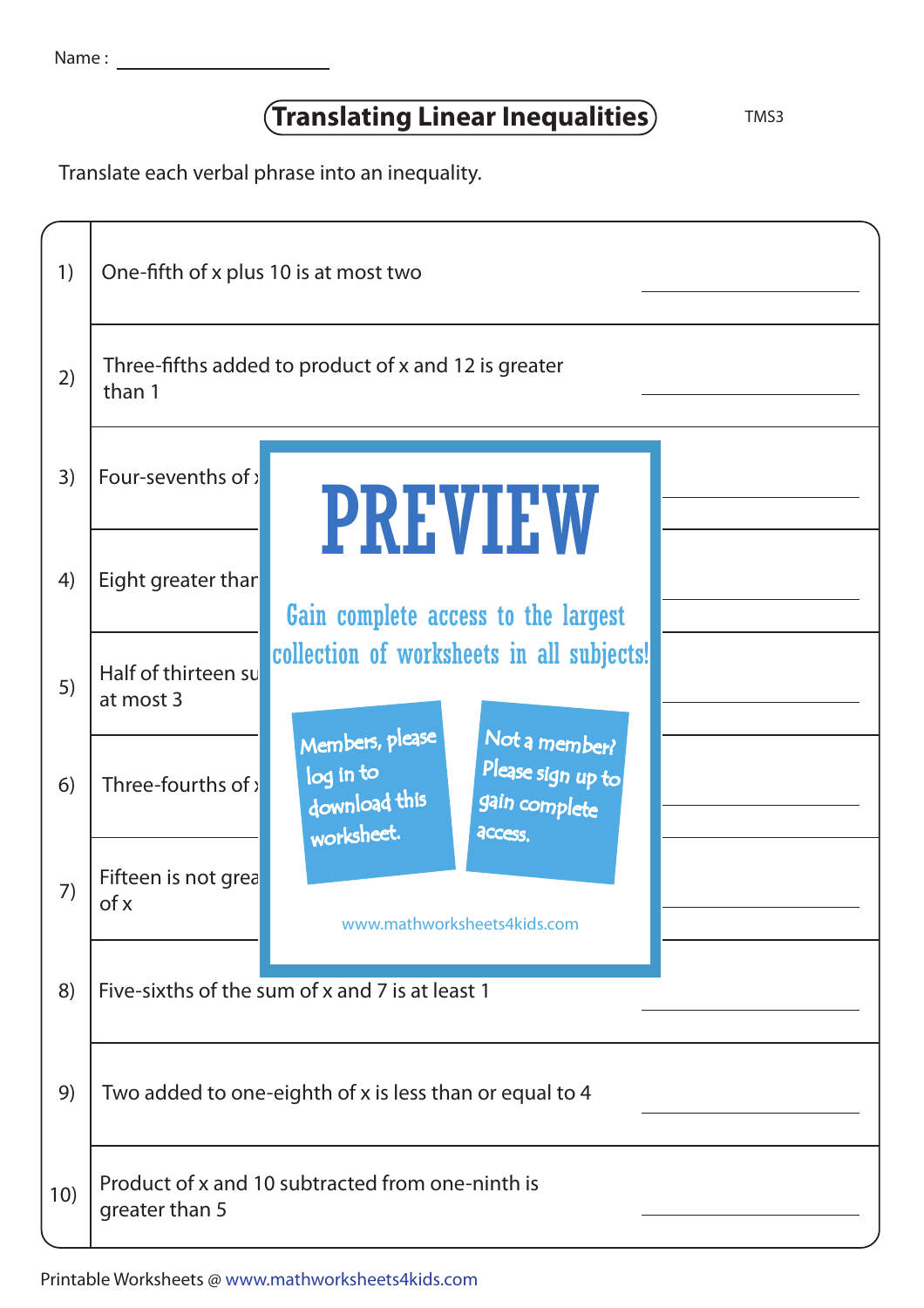Name : ____________________

# Translating Linear Inequalities

TMS3

Translate each verbal phrase into an inequality.

1) One-fifth of x plus 10 is at most two ____________

2) Three-fifths added to product of x and 12 is greater than 1 ____________

3) Four-sevenths of x ____________

4) Eight greater than ____________

5) Half of thirteen su at most 3 ____________

6) Three-fourths of x ____________

7) Fifteen is not grea of x ____________

8) Five-sixths of the sum of x and 7 is at least 1 ____________

9) Two added to one-eighth of x is less than or equal to 4 ____________

10) Product of x and 10 subtracted from one-ninth is greater than 5 ____________

PREVIEW

Gain complete access to the largest collection of worksheets in all subjects!

Members, please log in to download this worksheet.

Not a member? Please sign up to gain complete access.

www.mathworksheets4kids.com

Printable Worksheets @ www.mathworksheets4kids.com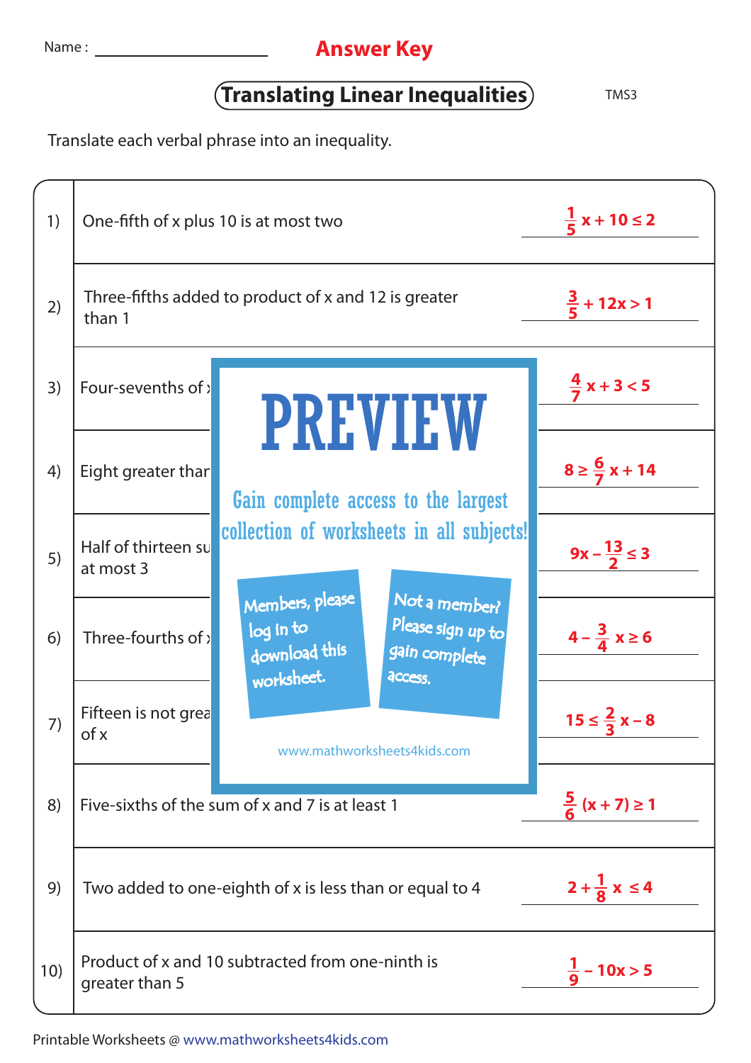Name : ____________________

**Answer Key**

# Translating Linear Inequalities

TMS3

Translate each verbal phrase into an inequality.

| | | |
|---|---|---|
| 1) | One-fifth of x plus 10 is at most two | $\frac{1}{5}x + 10 \leq 2$ |
| 2) | Three-fifths added to product of x and 12 is greater than 1 | $\frac{3}{5} + 12x > 1$ |
| 3) | Four-sevenths of x | $\frac{4}{7}x + 3 < 5$ |
| 4) | Eight greater than | $8 \geq \frac{6}{7}x + 14$ |
| 5) | Half of thirteen su at most 3 | $9x - \frac{13}{2} \leq 3$ |
| 6) | Three-fourths of x | $4 - \frac{3}{4}x \geq 6$ |
| 7) | Fifteen is not grea of x | $15 \leq \frac{2}{3}x - 8$ |
| 8) | Five-sixths of the sum of x and 7 is at least 1 | $\frac{5}{6}(x + 7) \geq 1$ |
| 9) | Two added to one-eighth of x is less than or equal to 4 | $2 + \frac{1}{8}x \leq 4$ |
| 10) | Product of x and 10 subtracted from one-ninth is greater than 5 | $\frac{1}{9} - 10x > 5$ |

PREVIEW

Gain complete access to the largest collection of worksheets in all subjects!

Members, please log in to download this worksheet.

Not a member? Please sign up to gain complete access.

www.mathworksheets4kids.com

Printable Worksheets @ www.mathworksheets4kids.com